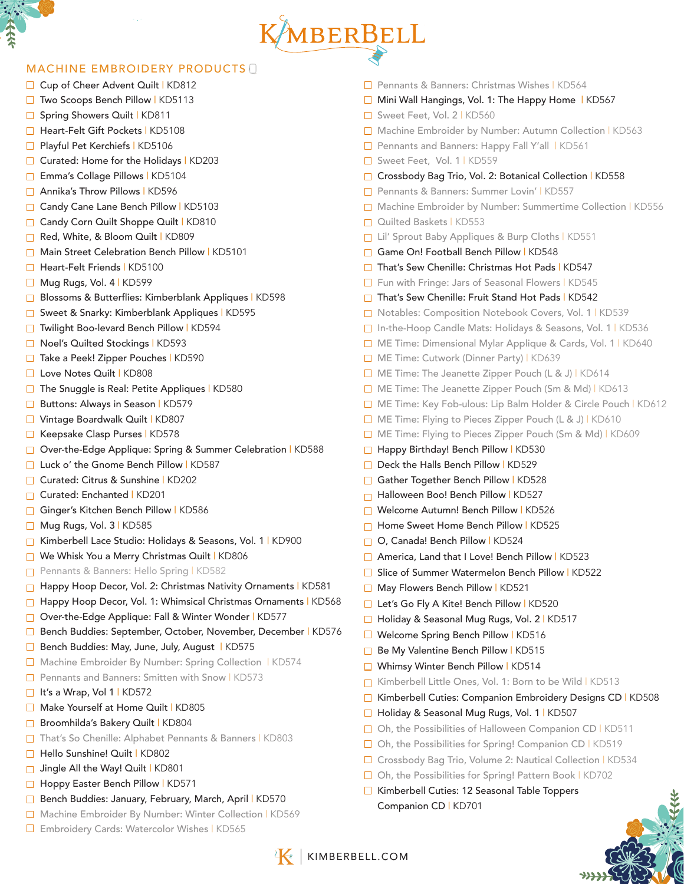# KIMBERBELL

## MACHINE EMBROIDERY PRODUCTS

- ☐ Cup of Cheer Advent Quilt | KD812
- ☐ Two Scoops Bench Pillow | KD5113
- ☐ Spring Showers Quilt | KD811
- ☐ Heart-Felt Gift Pockets | KD5108
- ☐ Playful Pet Kerchiefs | KD5106
- ☐ Curated: Home for the Holidays | KD203
- ☐ Emma's Collage Pillows | KD5104
- ☐ Annika's Throw Pillows | KD596
- ☐ Candy Cane Lane Bench Pillow | KD5103
- ☐ Candy Corn Quilt Shoppe Quilt | KD810
- ☐ Red, White, & Bloom Quilt | KD809
- ☐ Main Street Celebration Bench Pillow | KD5101
- ☐ Heart-Felt Friends | KD5100
- ☐ Mug Rugs, Vol. 4 | KD599
- ☐ Blossoms & Butterflies: Kimberblank Appliques | KD598
- ☐ Sweet & Snarky: Kimberblank Appliques | KD595
- ☐ Twilight Boo-levard Bench Pillow | KD594
- ☐ Noel's Quilted Stockings | KD593
- ☐ Take a Peek! Zipper Pouches | KD590
- ☐ Love Notes Quilt | KD808
- ☐ The Snuggle is Real: Petite Appliques | KD580
- ☐ Buttons: Always in Season | KD579
- ☐ Vintage Boardwalk Quilt | KD807
- ☐ Keepsake Clasp Purses | KD578
- ☐ Over-the-Edge Applique: Spring & Summer Celebration | KD588
- ☐ Luck o' the Gnome Bench Pillow | KD587
- ☐ Curated: Citrus & Sunshine | KD202
- ☐ Curated: Enchanted | KD201
- ☐ Ginger's Kitchen Bench Pillow | KD586
- ☐ Mug Rugs, Vol. 3 | KD585
- ☐ Kimberbell Lace Studio: Holidays & Seasons, Vol. 1 | KD900
- ☐ We Whisk You a Merry Christmas Quilt | KD806
- ☐ Pennants & Banners: Hello Spring | KD582
- ☐ Happy Hoop Decor, Vol. 2: Christmas Nativity Ornaments | KD581
- ☐ Happy Hoop Decor, Vol. 1: Whimsical Christmas Ornaments | KD568
- ☐ Over-the-Edge Applique: Fall & Winter Wonder | KD577
- ☐ Bench Buddies: September, October, November, December | KD576
- ☐ Bench Buddies: May, June, July, August | KD575
- ☐ Machine Embroider By Number: Spring Collection | KD574
- ☐ Pennants and Banners: Smitten with Snow | KD573
- ☐ It's a Wrap, Vol 1 | KD572
- ☐ Make Yourself at Home Quilt | KD805
- ☐ Broomhilda's Bakery Quilt | KD804
- ☐ That's So Chenille: Alphabet Pennants & Banners | KD803
- ☐ Hello Sunshine! Quilt | KD802
- ☐ Jingle All the Way! Quilt | KD801
- ☐ Hoppy Easter Bench Pillow | KD571
- ☐ Bench Buddies: January, February, March, April | KD570
- ☐ Machine Embroider By Number: Winter Collection | KD569
- ☐ Embroidery Cards: Watercolor Wishes | KD565
- ☐ Pennants & Banners: Christmas Wishes | KD564
- ☐ Mini Wall Hangings, Vol. 1: The Happy Home | KD567
- ☐ Sweet Feet, Vol. 2 | KD560
- ☐ Machine Embroider by Number: Autumn Collection | KD563
- ☐ Pennants and Banners: Happy Fall Y'all | KD561
- ☐ Sweet Feet, Vol. 1 | KD559
- ☐ Crossbody Bag Trio, Vol. 2: Botanical Collection | KD558
- ☐ Pennants & Banners: Summer Lovin' | KD557
- ☐ Machine Embroider by Number: Summertime Collection | KD556
- ☐ Quilted Baskets | KD553
- ☐ Lil' Sprout Baby Appliques & Burp Cloths | KD551
- ☐ Game On! Football Bench Pillow | KD548
- ☐ That's Sew Chenille: Christmas Hot Pads | KD547
- ☐ Fun with Fringe: Jars of Seasonal Flowers | KD545
- ☐ That's Sew Chenille: Fruit Stand Hot Pads | KD542
- ☐ Notables: Composition Notebook Covers, Vol. 1 | KD539
- ☐ In-the-Hoop Candle Mats: Holidays & Seasons, Vol. 1 | KD536
- ☐ ME Time: Dimensional Mylar Applique & Cards, Vol. 1 | KD640
- ☐ ME Time: Cutwork (Dinner Party) | KD639
- ☐ ME Time: The Jeanette Zipper Pouch (L & J) | KD614
- ☐ ME Time: The Jeanette Zipper Pouch (Sm & Md) | KD613
- ☐ ME Time: Key Fob-ulous: Lip Balm Holder & Circle Pouch | KD612
- ☐ ME Time: Flying to Pieces Zipper Pouch (L & J) | KD610
- ☐ ME Time: Flying to Pieces Zipper Pouch (Sm & Md) | KD609
- ☐ Happy Birthday! Bench Pillow | KD530
- ☐ Deck the Halls Bench Pillow | KD529
- ☐ Gather Together Bench Pillow | KD528
- ☐ Halloween Boo! Bench Pillow | KD527
- ☐ Welcome Autumn! Bench Pillow | KD526
- ☐ Home Sweet Home Bench Pillow | KD525
- ☐ O, Canada! Bench Pillow | KD524
- ☐ America, Land that I Love! Bench Pillow | KD523
- ☐ Slice of Summer Watermelon Bench Pillow | KD522
- ☐ May Flowers Bench Pillow | KD521
- ☐ Let's Go Fly A Kite! Bench Pillow | KD520
- ☐ Holiday & Seasonal Mug Rugs, Vol. 2 | KD517
- ☐ Welcome Spring Bench Pillow | KD516
- ☐ Be My Valentine Bench Pillow | KD515
- ☐ Whimsy Winter Bench Pillow | KD514
- ☐ Kimberbell Little Ones, Vol. 1: Born to be Wild | KD513
- ☐ Kimberbell Cuties: Companion Embroidery Designs CD | KD508
- ☐ Holiday & Seasonal Mug Rugs, Vol. 1 | KD507
- ☐ Oh, the Possibilities of Halloween Companion CD | KD511
- ☐ Oh, the Possibilities for Spring! Companion CD | KD519
- ☐ Crossbody Bag Trio, Volume 2: Nautical Collection | KD534
- ☐ Oh, the Possibilities for Spring! Pattern Book | KD702
- ☐ Kimberbell Cuties: 12 Seasonal Table Toppers Companion CD | KD701

KIMBERBELL.COM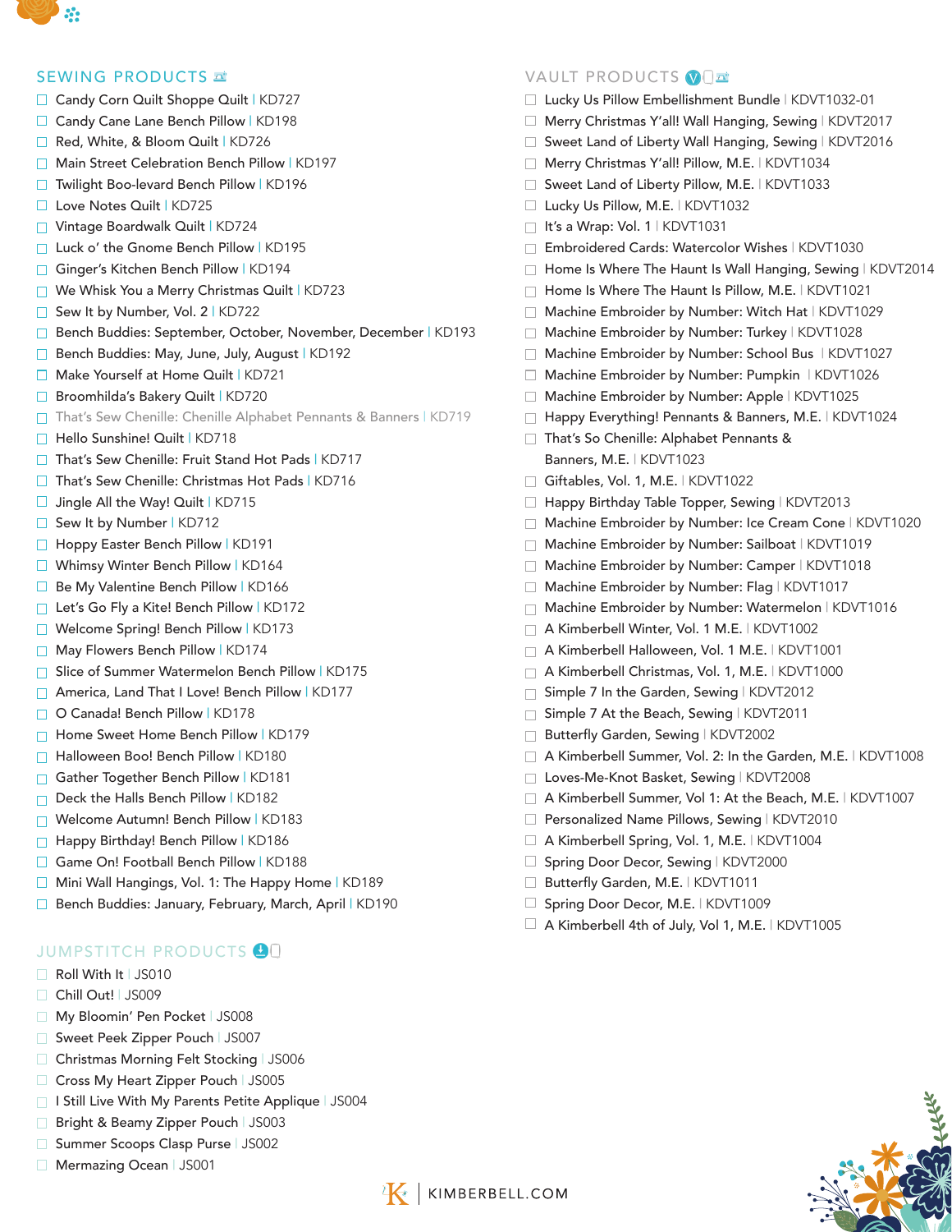## SEWING PRODUCTS

- ☐ Candy Corn Quilt Shoppe Quilt | KD727
- ☐ Candy Cane Lane Bench Pillow | KD198
- ☐ Red, White, & Bloom Quilt | KD726
- ☐ Main Street Celebration Bench Pillow | KD197
- ☐ Twilight Boo-levard Bench Pillow | KD196
- ☐ Love Notes Quilt | KD725
- ☐ Vintage Boardwalk Quilt | KD724
- ☐ Luck o' the Gnome Bench Pillow | KD195
- ☐ Ginger's Kitchen Bench Pillow | KD194
- ☐ We Whisk You a Merry Christmas Quilt | KD723
- ☐ Sew It by Number, Vol. 2 | KD722
- ☐ Bench Buddies: September, October, November, December | KD193
- ☐ Bench Buddies: May, June, July, August | KD192
- ☐ Make Yourself at Home Quilt | KD721
- ☐ Broomhilda's Bakery Quilt | KD720
- ☐ That's Sew Chenille: Chenille Alphabet Pennants & Banners | KD719
- ☐ Hello Sunshine! Quilt | KD718
- ☐ That's Sew Chenille: Fruit Stand Hot Pads | KD717
- ☐ That's Sew Chenille: Christmas Hot Pads | KD716
- ☐ Jingle All the Way! Quilt | KD715
- ☐ Sew It by Number | KD712
- ☐ Hoppy Easter Bench Pillow | KD191
- ☐ Whimsy Winter Bench Pillow | KD164
- ☐ Be My Valentine Bench Pillow | KD166
- ☐ Let's Go Fly a Kite! Bench Pillow | KD172
- ☐ Welcome Spring! Bench Pillow | KD173
- ☐ May Flowers Bench Pillow | KD174
- ☐ Slice of Summer Watermelon Bench Pillow | KD175
- ☐ America, Land That I Love! Bench Pillow | KD177
- ☐ O Canada! Bench Pillow | KD178
- ☐ Home Sweet Home Bench Pillow | KD179
- ☐ Halloween Boo! Bench Pillow | KD180
- ☐ Gather Together Bench Pillow | KD181
- ☐ Deck the Halls Bench Pillow | KD182
- ☐ Welcome Autumn! Bench Pillow | KD183
- ☐ Happy Birthday! Bench Pillow | KD186
- ☐ Game On! Football Bench Pillow | KD188
- ☐ Mini Wall Hangings, Vol. 1: The Happy Home | KD189
- ☐ Bench Buddies: January, February, March, April | KD190

## JUMPSTITCH PRODUCTS

- ☐ Roll With It | JS010
- ☐ Chill Out! | JS009
- ☐ My Bloomin' Pen Pocket | JS008
- ☐ Sweet Peek Zipper Pouch | JS007
- ☐ Christmas Morning Felt Stocking | JS006
- ☐ Cross My Heart Zipper Pouch | JS005
- ☐ I Still Live With My Parents Petite Applique | JS004
- ☐ Bright & Beamy Zipper Pouch | JS003
- ☐ Summer Scoops Clasp Purse | JS002
- ☐ Mermazing Ocean | JS001

## VAULT PRODUCTS

- ☐ Lucky Us Pillow Embellishment Bundle | KDVT1032-01
- ☐ Merry Christmas Y'all! Wall Hanging, Sewing | KDVT2017
- ☐ Sweet Land of Liberty Wall Hanging, Sewing | KDVT2016
- ☐ Merry Christmas Y'all! Pillow, M.E. | KDVT1034
- ☐ Sweet Land of Liberty Pillow, M.E. | KDVT1033
- ☐ Lucky Us Pillow, M.E. | KDVT1032
- ☐ It's a Wrap: Vol. 1 | KDVT1031
- ☐ Embroidered Cards: Watercolor Wishes | KDVT1030
- ☐ Home Is Where The Haunt Is Wall Hanging, Sewing | KDVT2014
- ☐ Home Is Where The Haunt Is Pillow, M.E. | KDVT1021
- ☐ Machine Embroider by Number: Witch Hat | KDVT1029
- ☐ Machine Embroider by Number: Turkey | KDVT1028
- ☐ Machine Embroider by Number: School Bus | KDVT1027
- ☐ Machine Embroider by Number: Pumpkin | KDVT1026
- ☐ Machine Embroider by Number: Apple | KDVT1025
- ☐ Happy Everything! Pennants & Banners, M.E. | KDVT1024
- ☐ That's So Chenille: Alphabet Pennants & Banners, M.E. | KDVT1023
- ☐ Giftables, Vol. 1, M.E. | KDVT1022
- ☐ Happy Birthday Table Topper, Sewing | KDVT2013
- ☐ Machine Embroider by Number: Ice Cream Cone | KDVT1020
- ☐ Machine Embroider by Number: Sailboat | KDVT1019
- ☐ Machine Embroider by Number: Camper | KDVT1018
- ☐ Machine Embroider by Number: Flag | KDVT1017
- ☐ Machine Embroider by Number: Watermelon | KDVT1016
- ☐ A Kimberbell Winter, Vol. 1 M.E. | KDVT1002
- ☐ A Kimberbell Halloween, Vol. 1 M.E. | KDVT1001
- ☐ A Kimberbell Christmas, Vol. 1, M.E. | KDVT1000
- ☐ Simple 7 In the Garden, Sewing | KDVT2012
- ☐ Simple 7 At the Beach, Sewing | KDVT2011
- ☐ Butterfly Garden, Sewing | KDVT2002
- ☐ A Kimberbell Summer, Vol. 2: In the Garden, M.E. | KDVT1008
- ☐ Loves-Me-Knot Basket, Sewing | KDVT2008
- ☐ A Kimberbell Summer, Vol 1: At the Beach, M.E. | KDVT1007
- ☐ Personalized Name Pillows, Sewing | KDVT2010
- ☐ A Kimberbell Spring, Vol. 1, M.E. | KDVT1004
- ☐ Spring Door Decor, Sewing | KDVT2000
- ☐ Butterfly Garden, M.E. | KDVT1011
- ☐ Spring Door Decor, M.E. | KDVT1009
- ☐ A Kimberbell 4th of July, Vol 1, M.E. | KDVT1005

K | KIMBERBELL.COM